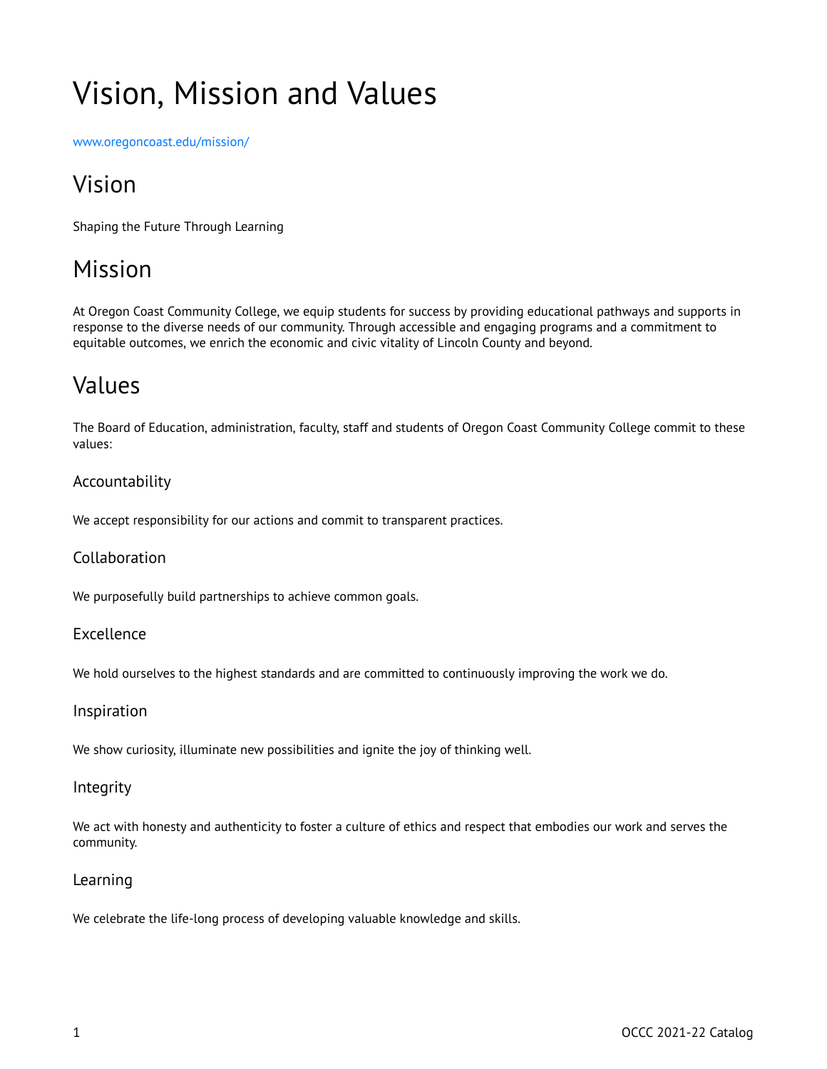# Vision, Mission and Values

www.oregoncoast.edu/mission/

## Vision

Shaping the Future Through Learning

## Mission

At Oregon Coast Community College, we equip students for success by providing educational pathways and supports in response to the diverse needs of our community. Through accessible and engaging programs and a commitment to equitable outcomes, we enrich the economic and civic vitality of Lincoln County and beyond.

## Values

The Board of Education, administration, faculty, staff and students of Oregon Coast Community College commit to these values:

### Accountability

We accept responsibility for our actions and commit to transparent practices.

### Collaboration

We purposefully build partnerships to achieve common goals.

### Excellence

We hold ourselves to the highest standards and are committed to continuously improving the work we do.

### Inspiration

We show curiosity, illuminate new possibilities and ignite the joy of thinking well.

### Integrity

We act with honesty and authenticity to foster a culture of ethics and respect that embodies our work and serves the community.

### Learning

We celebrate the life-long process of developing valuable knowledge and skills.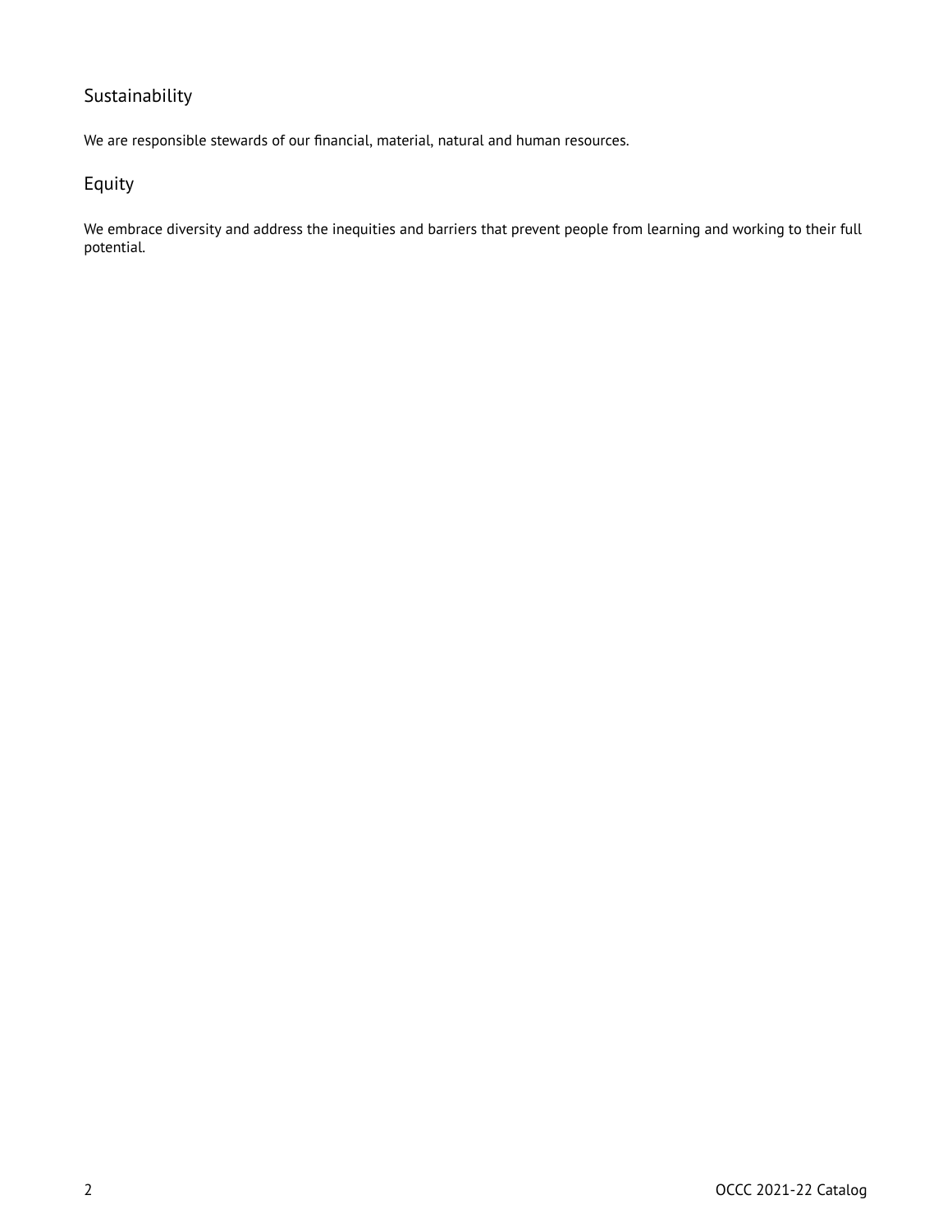## Sustainability

We are responsible stewards of our financial, material, natural and human resources.

## Equity

We embrace diversity and address the inequities and barriers that prevent people from learning and working to their full potential.